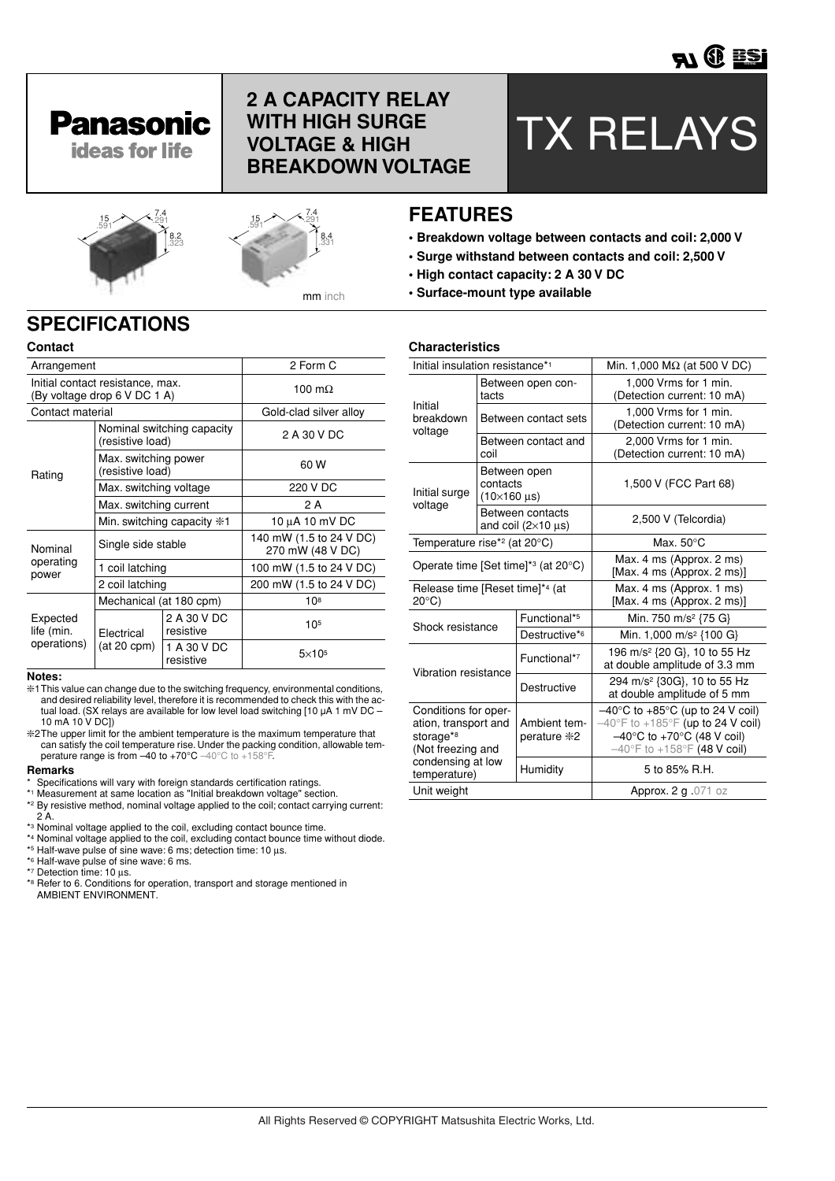Panasonic
ideas for life

# 2 A CAPACITY RELAY WITH HIGH SURGE VOLTAGE & HIGH BREAKDOWN VOLTAGE

# TX RELAYS

15 .591 7.4 .291 8.2 .323

15 .591 7.4 .291 8.4 .331

mm inch

## FEATURES

- **Breakdown voltage between contacts and coil: 2,000 V**
- **Surge withstand between contacts and coil: 2,500 V**
- **High contact capacity: 2 A 30 V DC**
- **Surface-mount type available**

## SPECIFICATIONS

### Contact

| Arrangement | | | 2 Form C |
|---|---|---|---|
| Initial contact resistance, max. (By voltage drop 6 V DC 1 A) | | | 100 mΩ |
| Contact material | | | Gold-clad silver alloy |
| Rating | Nominal switching capacity (resistive load) | | 2 A 30 V DC |
| | Max. switching power (resistive load) | | 60 W |
| | Max. switching voltage | | 220 V DC |
| | Max. switching current | | 2 A |
| | Min. switching capacity ※1 | | 10 µA 10 mV DC |
| Nominal operating power | Single side stable | | 140 mW (1.5 to 24 V DC) 270 mW (48 V DC) |
| | 1 coil latching | | 100 mW (1.5 to 24 V DC) |
| | 2 coil latching | | 200 mW (1.5 to 24 V DC) |
| Expected life (min. operations) | Mechanical (at 180 cpm) | | $10^8$ |
| | Electrical (at 20 cpm) | 2 A 30 V DC resistive | $10^5$ |
| | | 1 A 30 V DC resistive | $5\times10^5$ |

**Notes:**

※1 This value can change due to the switching frequency, environmental conditions, and desired reliability level, therefore it is recommended to check this with the actual load. (SX relays are available for low level load switching [10 µA 1 mV DC – 10 mA 10 V DC])

※2 The upper limit for the ambient temperature is the maximum temperature that can satisfy the coil temperature rise. Under the packing condition, allowable temperature range is from –40 to +70°C –40°C to +158°F.

**Remarks**

- \* Specifications will vary with foreign standards certification ratings.
- *1 Measurement at same location as "Initial breakdown voltage" section.
- *2 By resistive method, nominal voltage applied to the coil; contact carrying current: 2 A.
- *3 Nominal voltage applied to the coil, excluding contact bounce time.
- *4 Nominal voltage applied to the coil, excluding contact bounce time without diode.
- *5 Half-wave pulse of sine wave: 6 ms; detection time: 10 µs.
- *6 Half-wave pulse of sine wave: 6 ms.
- *7 Detection time: 10 µs.
- *8 Refer to 6. Conditions for operation, transport and storage mentioned in AMBIENT ENVIRONMENT.

### Characteristics

| Initial insulation resistance*1 | | | Min. 1,000 MΩ (at 500 V DC) |
|---|---|---|---|
| Initial breakdown voltage | Between open contacts | | 1,000 Vrms for 1 min. (Detection current: 10 mA) |
| | Between contact sets | | 1,000 Vrms for 1 min. (Detection current: 10 mA) |
| | Between contact and coil | | 2,000 Vrms for 1 min. (Detection current: 10 mA) |
| Initial surge voltage | Between open contacts (10×160 µs) | | 1,500 V (FCC Part 68) |
| | Between contacts and coil (2×10 µs) | | 2,500 V (Telcordia) |
| Temperature rise*2 (at 20°C) | | | Max. 50°C |
| Operate time [Set time]*3 (at 20°C) | | | Max. 4 ms (Approx. 2 ms) [Max. 4 ms (Approx. 2 ms)] |
| Release time [Reset time]*4 (at 20°C) | | | Max. 4 ms (Approx. 1 ms) [Max. 4 ms (Approx. 2 ms)] |
| Shock resistance | | Functional*5 | Min. 750 m/s² {75 G} |
| | | Destructive*6 | Min. 1,000 m/s² {100 G} |
| Vibration resistance | | Functional*7 | 196 m/s² {20 G}, 10 to 55 Hz at double amplitude of 3.3 mm |
| | | Destructive | 294 m/s² {30G}, 10 to 55 Hz at double amplitude of 5 mm |
| Conditions for operation, transport and storage*8 (Not freezing and condensing at low temperature) | | Ambient temperature ※2 | –40°C to +85°C (up to 24 V coil) –40°F to +185°F (up to 24 V coil) –40°C to +70°C (48 V coil) –40°F to +158°F (48 V coil) |
| | | Humidity | 5 to 85% R.H. |
| Unit weight | | | Approx. 2 g .071 oz |

All Rights Reserved © COPYRIGHT Matsushita Electric Works, Ltd.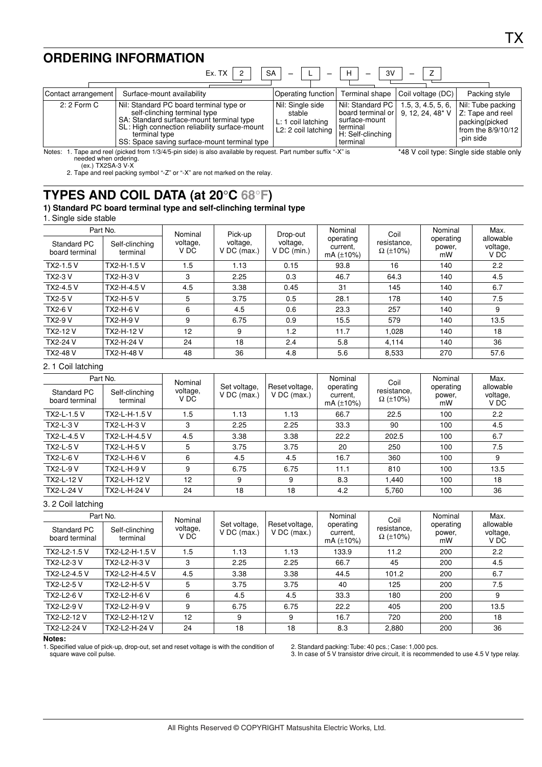## ORDERING INFORMATION

Ex. TX [2] [SA] – [L] – [H] – [3V] – [Z]

| Contact arrangement | Surface-mount availability | Operating function | Terminal shape | Coil voltage (DC) | Packing style |
|---|---|---|---|---|---|
| 2: 2 Form C | Nil: Standard PC board terminal type or self-clinching terminal type<br>SA: Standard surface-mount terminal type<br>SL: High connection reliability surface-mount terminal type<br>SS: Space saving surface-mount terminal type | Nil: Single side stable<br>L: 1 coil latching<br>L2: 2 coil latching | Nil: Standard PC board terminal or surface-mount terminal<br>H: Self-clinching terminal | 1.5, 3, 4.5, 5, 6, 9, 12, 24, 48* V | Nil: Tube packing<br>Z: Tape and reel packing(picked from the 8/9/10/12 -pin side) |

Notes: 1. Tape and reel (picked from 1/3/4/5-pin side) is also available by request. Part number suffix "-X" is needed when ordering.
(ex.) TX2SA-3 V-X
2. Tape and reel packing symbol "-Z" or "-X" are not marked on the relay.

*48 V coil type: Single side stable only

## TYPES AND COIL DATA (at 20°C 68°F)

### 1) Standard PC board terminal type and self-clinching terminal type

1. Single side stable

| Part No. | | Nominal voltage, V DC | Pick-up voltage, V DC (max.) | Drop-out voltage, V DC (min.) | Nominal operating current, mA (±10%) | Coil resistance, Ω (±10%) | Nominal operating power, mW | Max. allowable voltage, V DC |
|---|---|---|---|---|---|---|---|---|
| Standard PC board terminal | Self-clinching terminal | | | | | | | |
| TX2-1.5 V | TX2-H-1.5 V | 1.5 | 1.13 | 0.15 | 93.8 | 16 | 140 | 2.2 |
| TX2-3 V | TX2-H-3 V | 3 | 2.25 | 0.3 | 46.7 | 64.3 | 140 | 4.5 |
| TX2-4.5 V | TX2-H-4.5 V | 4.5 | 3.38 | 0.45 | 31 | 145 | 140 | 6.7 |
| TX2-5 V | TX2-H-5 V | 5 | 3.75 | 0.5 | 28.1 | 178 | 140 | 7.5 |
| TX2-6 V | TX2-H-6 V | 6 | 4.5 | 0.6 | 23.3 | 257 | 140 | 9 |
| TX2-9 V | TX2-H-9 V | 9 | 6.75 | 0.9 | 15.5 | 579 | 140 | 13.5 |
| TX2-12 V | TX2-H-12 V | 12 | 9 | 1.2 | 11.7 | 1,028 | 140 | 18 |
| TX2-24 V | TX2-H-24 V | 24 | 18 | 2.4 | 5.8 | 4,114 | 140 | 36 |
| TX2-48 V | TX2-H-48 V | 48 | 36 | 4.8 | 5.6 | 8,533 | 270 | 57.6 |

2. 1 Coil latching

| Part No. | | Nominal voltage, V DC | Set voltage, V DC (max.) | Reset voltage, V DC (max.) | Nominal operating current, mA (±10%) | Coil resistance, Ω (±10%) | Nominal operating power, mW | Max. allowable voltage, V DC |
|---|---|---|---|---|---|---|---|---|
| Standard PC board terminal | Self-clinching terminal | | | | | | | |
| TX2-L-1.5 V | TX2-L-H-1.5 V | 1.5 | 1.13 | 1.13 | 66.7 | 22.5 | 100 | 2.2 |
| TX2-L-3 V | TX2-L-H-3 V | 3 | 2.25 | 2.25 | 33.3 | 90 | 100 | 4.5 |
| TX2-L-4.5 V | TX2-L-H-4.5 V | 4.5 | 3.38 | 3.38 | 22.2 | 202.5 | 100 | 6.7 |
| TX2-L-5 V | TX2-L-H-5 V | 5 | 3.75 | 3.75 | 20 | 250 | 100 | 7.5 |
| TX2-L-6 V | TX2-L-H-6 V | 6 | 4.5 | 4.5 | 16.7 | 360 | 100 | 9 |
| TX2-L-9 V | TX2-L-H-9 V | 9 | 6.75 | 6.75 | 11.1 | 810 | 100 | 13.5 |
| TX2-L-12 V | TX2-L-H-12 V | 12 | 9 | 9 | 8.3 | 1,440 | 100 | 18 |
| TX2-L-24 V | TX2-L-H-24 V | 24 | 18 | 18 | 4.2 | 5,760 | 100 | 36 |

3. 2 Coil latching

| Part No. | | Nominal voltage, V DC | Set voltage, V DC (max.) | Reset voltage, V DC (max.) | Nominal operating current, mA (±10%) | Coil resistance, Ω (±10%) | Nominal operating power, mW | Max. allowable voltage, V DC |
|---|---|---|---|---|---|---|---|---|
| Standard PC board terminal | Self-clinching terminal | | | | | | | |
| TX2-L2-1.5 V | TX2-L2-H-1.5 V | 1.5 | 1.13 | 1.13 | 133.9 | 11.2 | 200 | 2.2 |
| TX2-L2-3 V | TX2-L2-H-3 V | 3 | 2.25 | 2.25 | 66.7 | 45 | 200 | 4.5 |
| TX2-L2-4.5 V | TX2-L2-H-4.5 V | 4.5 | 3.38 | 3.38 | 44.5 | 101.2 | 200 | 6.7 |
| TX2-L2-5 V | TX2-L2-H-5 V | 5 | 3.75 | 3.75 | 40 | 125 | 200 | 7.5 |
| TX2-L2-6 V | TX2-L2-H-6 V | 6 | 4.5 | 4.5 | 33.3 | 180 | 200 | 9 |
| TX2-L2-9 V | TX2-L2-H-9 V | 9 | 6.75 | 6.75 | 22.2 | 405 | 200 | 13.5 |
| TX2-L2-12 V | TX2-L2-H-12 V | 12 | 9 | 9 | 16.7 | 720 | 200 | 18 |
| TX2-L2-24 V | TX2-L2-H-24 V | 24 | 18 | 18 | 8.3 | 2,880 | 200 | 36 |

**Notes:**
1. Specified value of pick-up, drop-out, set and reset voltage is with the condition of square wave coil pulse.
2. Standard packing: Tube: 40 pcs.; Case: 1,000 pcs.
3. In case of 5 V transistor drive circuit, it is recommended to use 4.5 V type relay.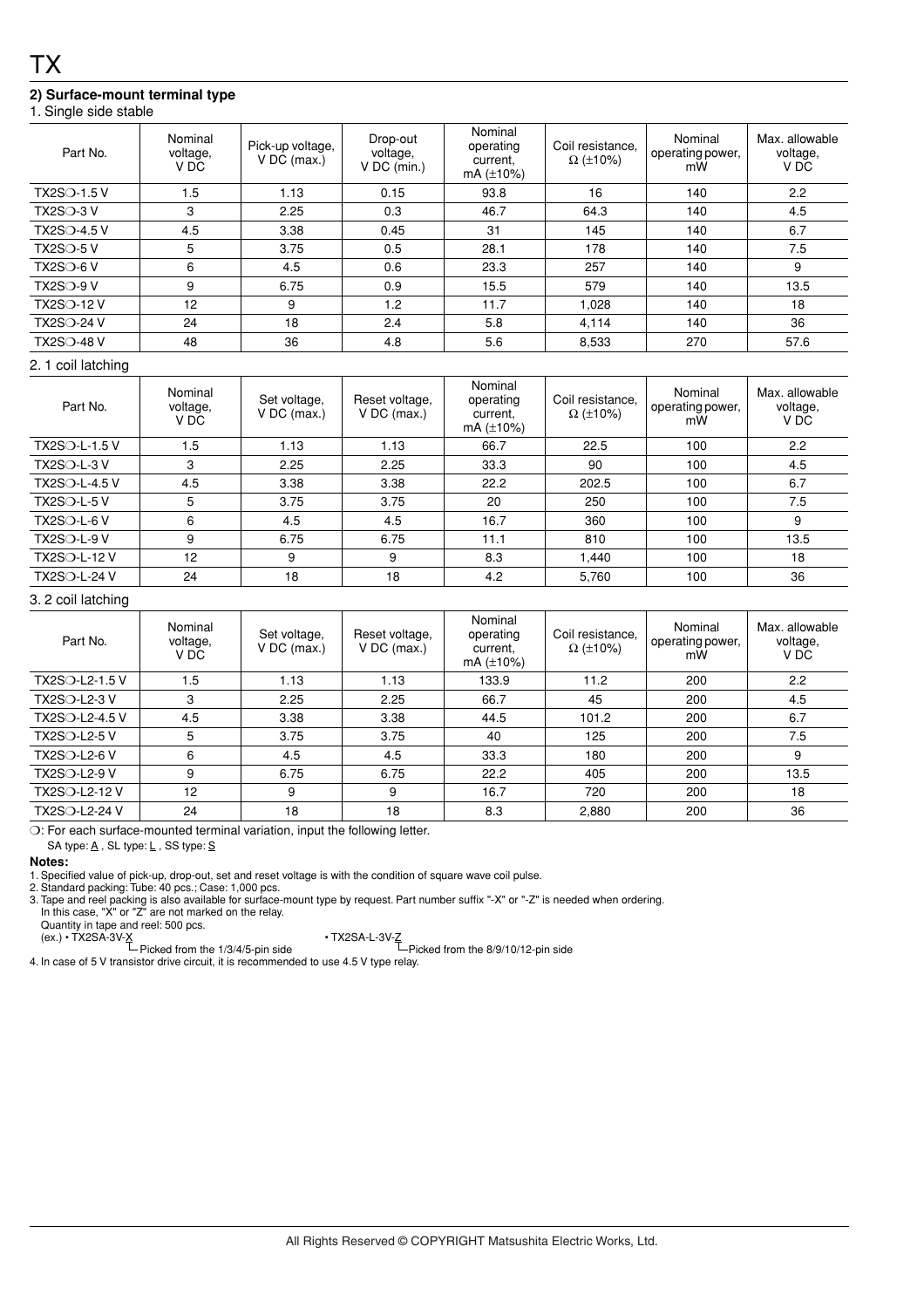# TX

## 2) Surface-mount terminal type

1. Single side stable

| Part No. | Nominal voltage, V DC | Pick-up voltage, V DC (max.) | Drop-out voltage, V DC (min.) | Nominal operating current, mA (±10%) | Coil resistance, Ω (±10%) | Nominal operating power, mW | Max. allowable voltage, V DC |
|---|---|---|---|---|---|---|---|
| TX2S❍-1.5 V | 1.5 | 1.13 | 0.15 | 93.8 | 16 | 140 | 2.2 |
| TX2S❍-3 V | 3 | 2.25 | 0.3 | 46.7 | 64.3 | 140 | 4.5 |
| TX2S❍-4.5 V | 4.5 | 3.38 | 0.45 | 31 | 145 | 140 | 6.7 |
| TX2S❍-5 V | 5 | 3.75 | 0.5 | 28.1 | 178 | 140 | 7.5 |
| TX2S❍-6 V | 6 | 4.5 | 0.6 | 23.3 | 257 | 140 | 9 |
| TX2S❍-9 V | 9 | 6.75 | 0.9 | 15.5 | 579 | 140 | 13.5 |
| TX2S❍-12 V | 12 | 9 | 1.2 | 11.7 | 1,028 | 140 | 18 |
| TX2S❍-24 V | 24 | 18 | 2.4 | 5.8 | 4,114 | 140 | 36 |
| TX2S❍-48 V | 48 | 36 | 4.8 | 5.6 | 8,533 | 270 | 57.6 |

2. 1 coil latching

| Part No. | Nominal voltage, V DC | Set voltage, V DC (max.) | Reset voltage, V DC (max.) | Nominal operating current, mA (±10%) | Coil resistance, Ω (±10%) | Nominal operating power, mW | Max. allowable voltage, V DC |
|---|---|---|---|---|---|---|---|
| TX2S❍-L-1.5 V | 1.5 | 1.13 | 1.13 | 66.7 | 22.5 | 100 | 2.2 |
| TX2S❍-L-3 V | 3 | 2.25 | 2.25 | 33.3 | 90 | 100 | 4.5 |
| TX2S❍-L-4.5 V | 4.5 | 3.38 | 3.38 | 22.2 | 202.5 | 100 | 6.7 |
| TX2S❍-L-5 V | 5 | 3.75 | 3.75 | 20 | 250 | 100 | 7.5 |
| TX2S❍-L-6 V | 6 | 4.5 | 4.5 | 16.7 | 360 | 100 | 9 |
| TX2S❍-L-9 V | 9 | 6.75 | 6.75 | 11.1 | 810 | 100 | 13.5 |
| TX2S❍-L-12 V | 12 | 9 | 9 | 8.3 | 1,440 | 100 | 18 |
| TX2S❍-L-24 V | 24 | 18 | 18 | 4.2 | 5,760 | 100 | 36 |

3. 2 coil latching

| Part No. | Nominal voltage, V DC | Set voltage, V DC (max.) | Reset voltage, V DC (max.) | Nominal operating current, mA (±10%) | Coil resistance, Ω (±10%) | Nominal operating power, mW | Max. allowable voltage, V DC |
|---|---|---|---|---|---|---|---|
| TX2S❍-L2-1.5 V | 1.5 | 1.13 | 1.13 | 133.9 | 11.2 | 200 | 2.2 |
| TX2S❍-L2-3 V | 3 | 2.25 | 2.25 | 66.7 | 45 | 200 | 4.5 |
| TX2S❍-L2-4.5 V | 4.5 | 3.38 | 3.38 | 44.5 | 101.2 | 200 | 6.7 |
| TX2S❍-L2-5 V | 5 | 3.75 | 3.75 | 40 | 125 | 200 | 7.5 |
| TX2S❍-L2-6 V | 6 | 4.5 | 4.5 | 33.3 | 180 | 200 | 9 |
| TX2S❍-L2-9 V | 9 | 6.75 | 6.75 | 22.2 | 405 | 200 | 13.5 |
| TX2S❍-L2-12 V | 12 | 9 | 9 | 16.7 | 720 | 200 | 18 |
| TX2S❍-L2-24 V | 24 | 18 | 18 | 8.3 | 2,880 | 200 | 36 |

❍: For each surface-mounted terminal variation, input the following letter.
SA type: A , SL type: L , SS type: S

**Notes:**

1. Specified value of pick-up, drop-out, set and reset voltage is with the condition of square wave coil pulse.
2. Standard packing: Tube: 40 pcs.; Case: 1,000 pcs.
3. Tape and reel packing is also available for surface-mount type by request. Part number suffix "-X" or "-Z" is needed when ordering.
   In this case, "X" or "Z" are not marked on the relay.
   Quantity in tape and reel: 500 pcs.
   (ex.) • TX2SA-3V-X — Picked from the 1/3/4/5-pin side
   • TX2SA-L-3V-Z — Picked from the 8/9/10/12-pin side
4. In case of 5 V transistor drive circuit, it is recommended to use 4.5 V type relay.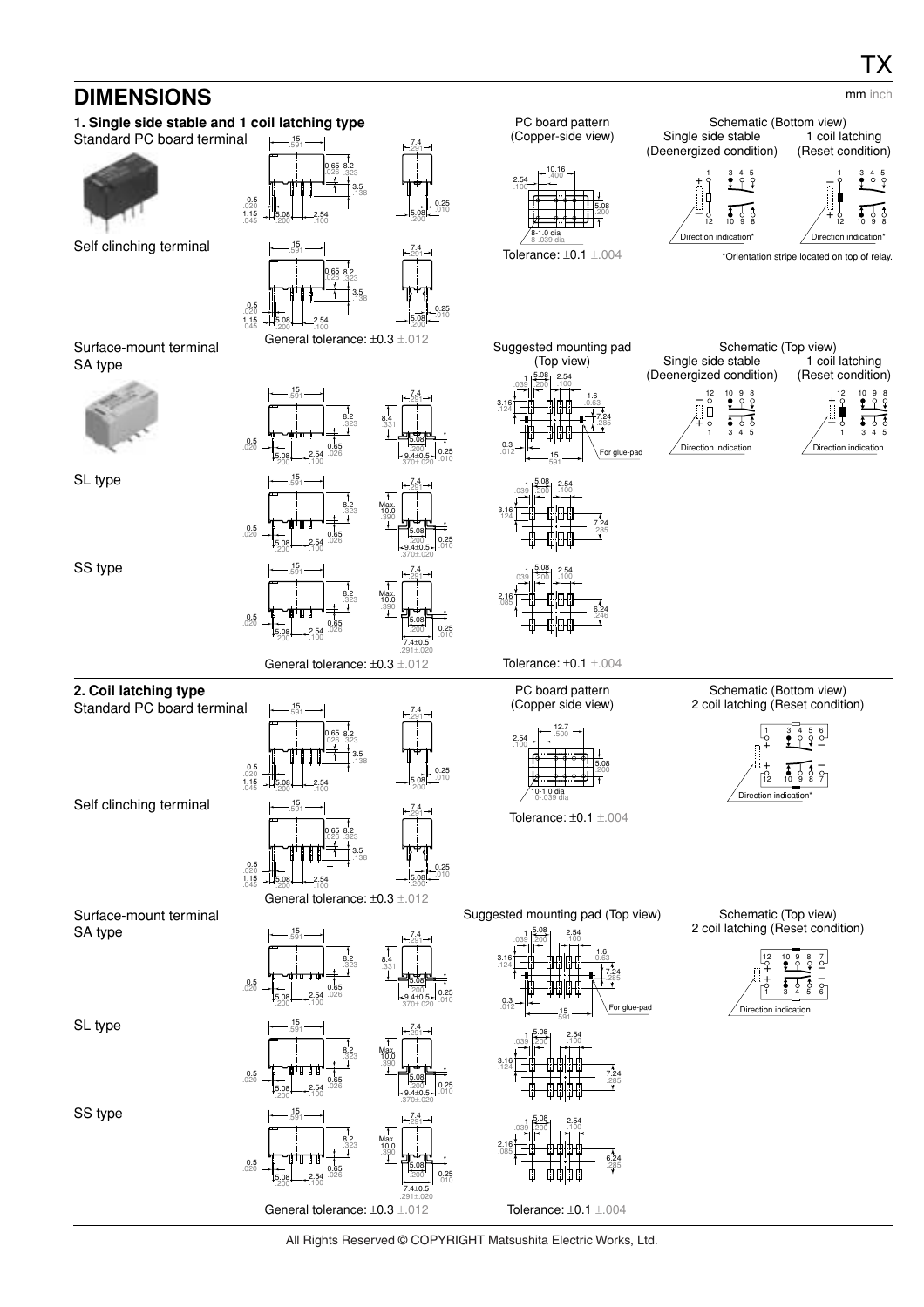## DIMENSIONS

mm inch

### 1. Single side stable and 1 coil latching type

Standard PC board terminal

Self clinching terminal

General tolerance: ±0.3 ±.012

PC board pattern (Copper-side view)

8-1.0 dia
8-.039 dia

Tolerance: ±0.1 ±.004

Schematic (Bottom view)

Single side stable (Deenergized condition)

1 coil latching (Reset condition)

Direction indication*

*Orientation stripe located on top of relay.

Surface-mount terminal

SA type

SL type

SS type

General tolerance: ±0.3 ±.012

Suggested mounting pad (Top view)

For glue-pad

Tolerance: ±0.1 ±.004

Schematic (Top view)

Single side stable (Deenergized condition)

1 coil latching (Reset condition)

Direction indication

### 2. Coil latching type

Standard PC board terminal

Self clinching terminal

General tolerance: ±0.3 ±.012

PC board pattern (Copper side view)

10-1.0 dia
10-.039 dia

Tolerance: ±0.1 ±.004

Schematic (Bottom view)

2 coil latching (Reset condition)

Direction indication*

Surface-mount terminal

SA type

SL type

SS type

General tolerance: ±0.3 ±.012

Suggested mounting pad (Top view)

For glue-pad

Tolerance: ±0.1 ±.004

Schematic (Top view)

2 coil latching (Reset condition)

Direction indication

All Rights Reserved © COPYRIGHT Matsushita Electric Works, Ltd.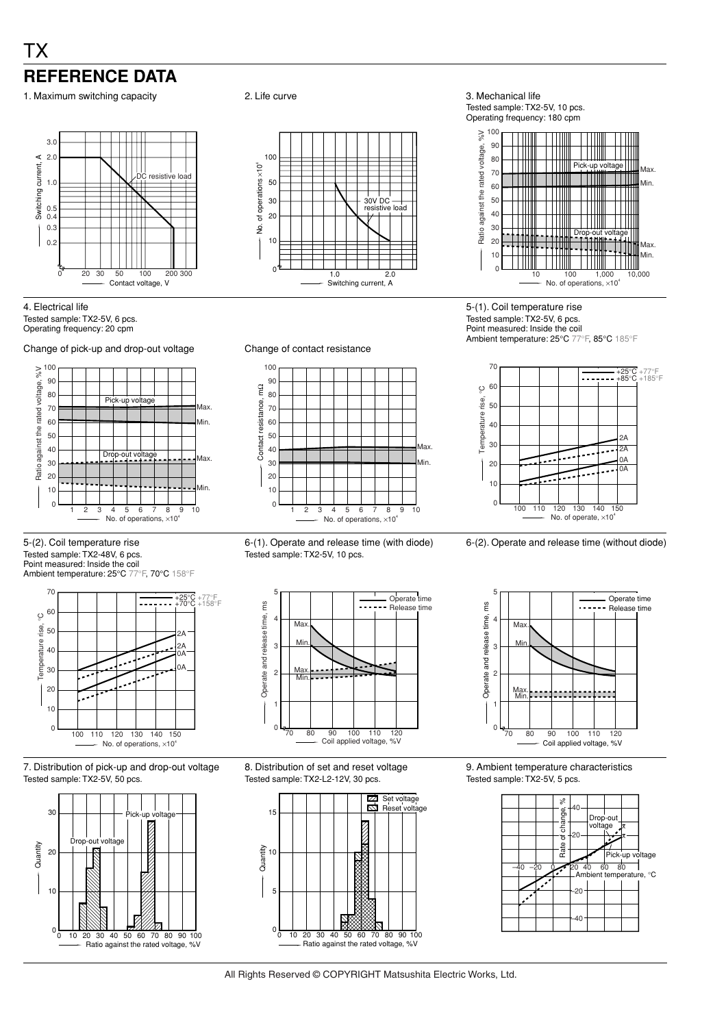# TX

## REFERENCE DATA

1. Maximum switching capacity

2. Life curve

3. Mechanical life
Tested sample: TX2-5V, 10 pcs.
Operating frequency: 180 cpm

4. Electrical life
Tested sample: TX2-5V, 6 pcs.
Operating frequency: 20 cpm

Change of pick-up and drop-out voltage

Change of contact resistance

5-(1). Coil temperature rise
Tested sample: TX2-5V, 6 pcs.
Point measured: Inside the coil
Ambient temperature: 25°C 77°F, 85°C 185°F

5-(2). Coil temperature rise
Tested sample: TX2-48V, 6 pcs.
Point measured: Inside the coil
Ambient temperature: 25°C 77°F, 70°C 158°F

6-(1). Operate and release time (with diode)
Tested sample: TX2-5V, 10 pcs.

6-(2). Operate and release time (without diode)

7. Distribution of pick-up and drop-out voltage
Tested sample: TX2-5V, 50 pcs.

8. Distribution of set and reset voltage
Tested sample: TX2-L2-12V, 30 pcs.

9. Ambient temperature characteristics
Tested sample: TX2-5V, 5 pcs.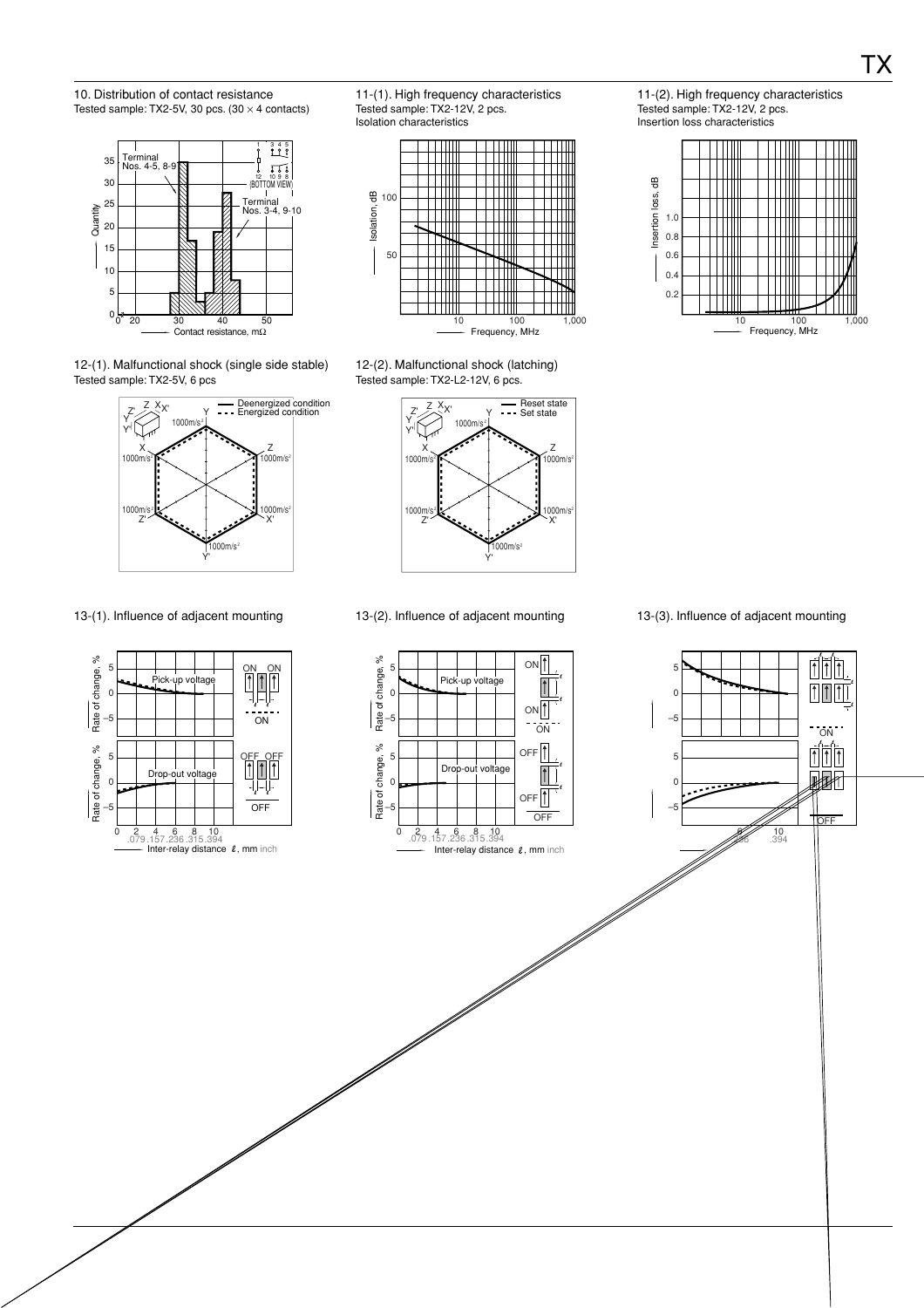### 10. Distribution of contact resistance

Tested sample: TX2-5V, 30 pcs. (30 × 4 contacts)

### 11-(1). High frequency characteristics

Tested sample: TX2-12V, 2 pcs.
Isolation characteristics

### 11-(2). High frequency characteristics

Tested sample: TX2-12V, 2 pcs.
Insertion loss characteristics

### 12-(1). Malfunctional shock (single side stable)

Tested sample: TX2-5V, 6 pcs

### 12-(2). Malfunctional shock (latching)

Tested sample: TX2-L2-12V, 6 pcs.

### 13-(1). Influence of adjacent mounting

### 13-(2). Influence of adjacent mounting

### 13-(3). Influence of adjacent mounting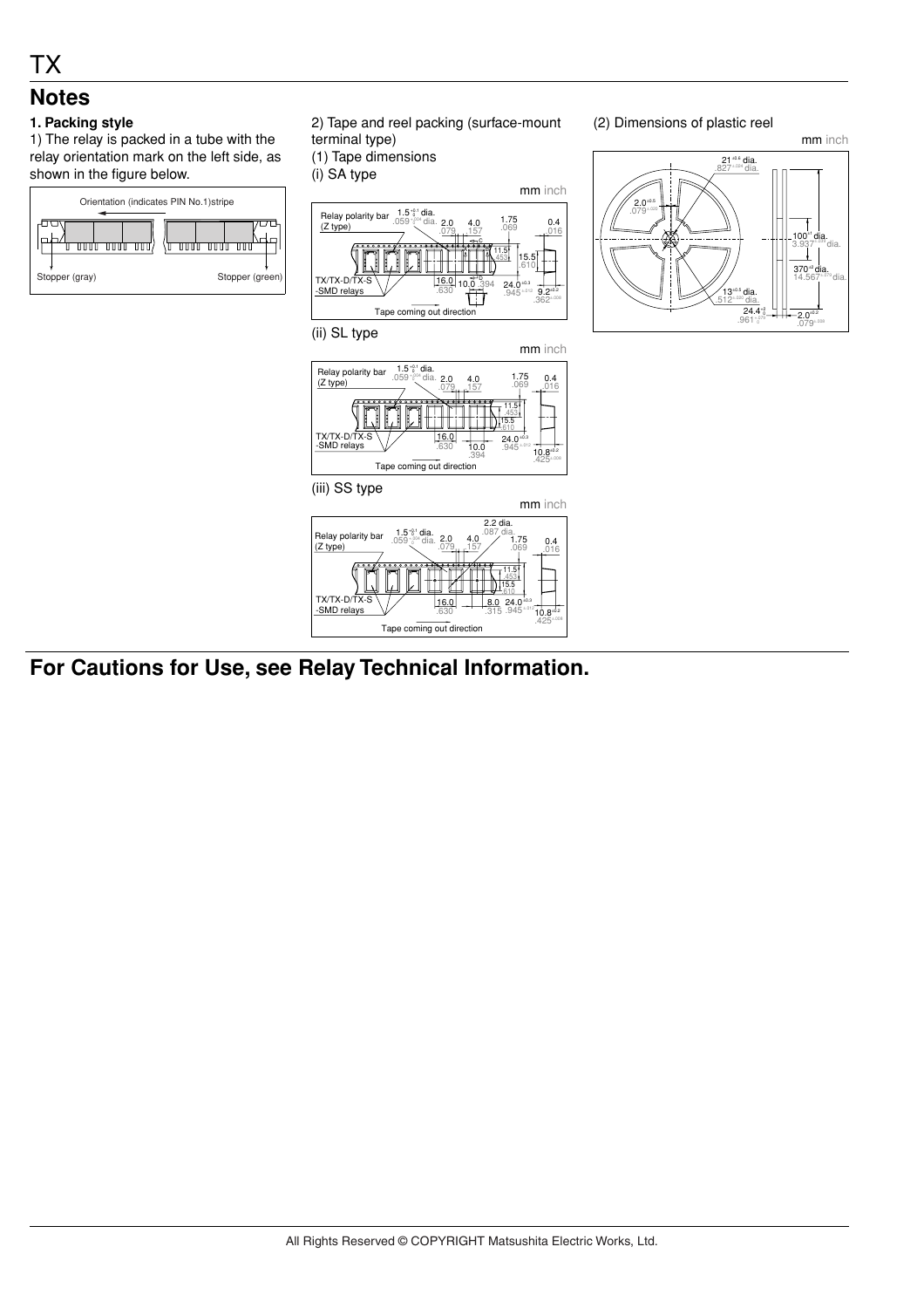# TX

## Notes

**1. Packing style**

1) The relay is packed in a tube with the relay orientation mark on the left side, as shown in the figure below.

Orientation (indicates PIN No.1)stripe

Stopper (gray)

Stopper (green)

2) Tape and reel packing (surface-mount terminal type)

(1) Tape dimensions

(i) SA type

mm inch

Relay polarity bar (Z type)

1.5 dia. .059 dia.

2.0 .079

4.0 .157

1.75 .069

0.4 .016

11.5 .453

15.5 .610

TX/TX-D/TX-S -SMD relays

16.0 .630

10.0 .394

24.0 .945

9.2 .362

Tape coming out direction

(ii) SL type

mm inch

Relay polarity bar (Z type)

1.5 dia. .059 dia.

2.0 .079

4.0 .157

1.75 .069

0.4 .016

11.5 .453

15.5 .610

TX/TX-D/TX-S -SMD relays

16.0 .630

10.0 .394

24.0 .945

10.8 .425

Tape coming out direction

(iii) SS type

mm inch

2.2 dia. .087 dia.

Relay polarity bar (Z type)

1.5 dia. .059 dia.

2.0 .079

4.0 .157

1.75 .069

0.4 .016

11.5 .453

15.5 .610

TX/TX-D/TX-S -SMD relays

16.0 .630

8.0 .315

24.0 .945

10.8 .425

Tape coming out direction

(2) Dimensions of plastic reel

mm inch

21 dia. .827 dia.

2.0 .079

100 dia. 3.937 dia.

370 dia. 14.567 dia.

13 dia. .512 dia.

24.4 .961

2.0 .079

**For Cautions for Use, see Relay Technical Information.**